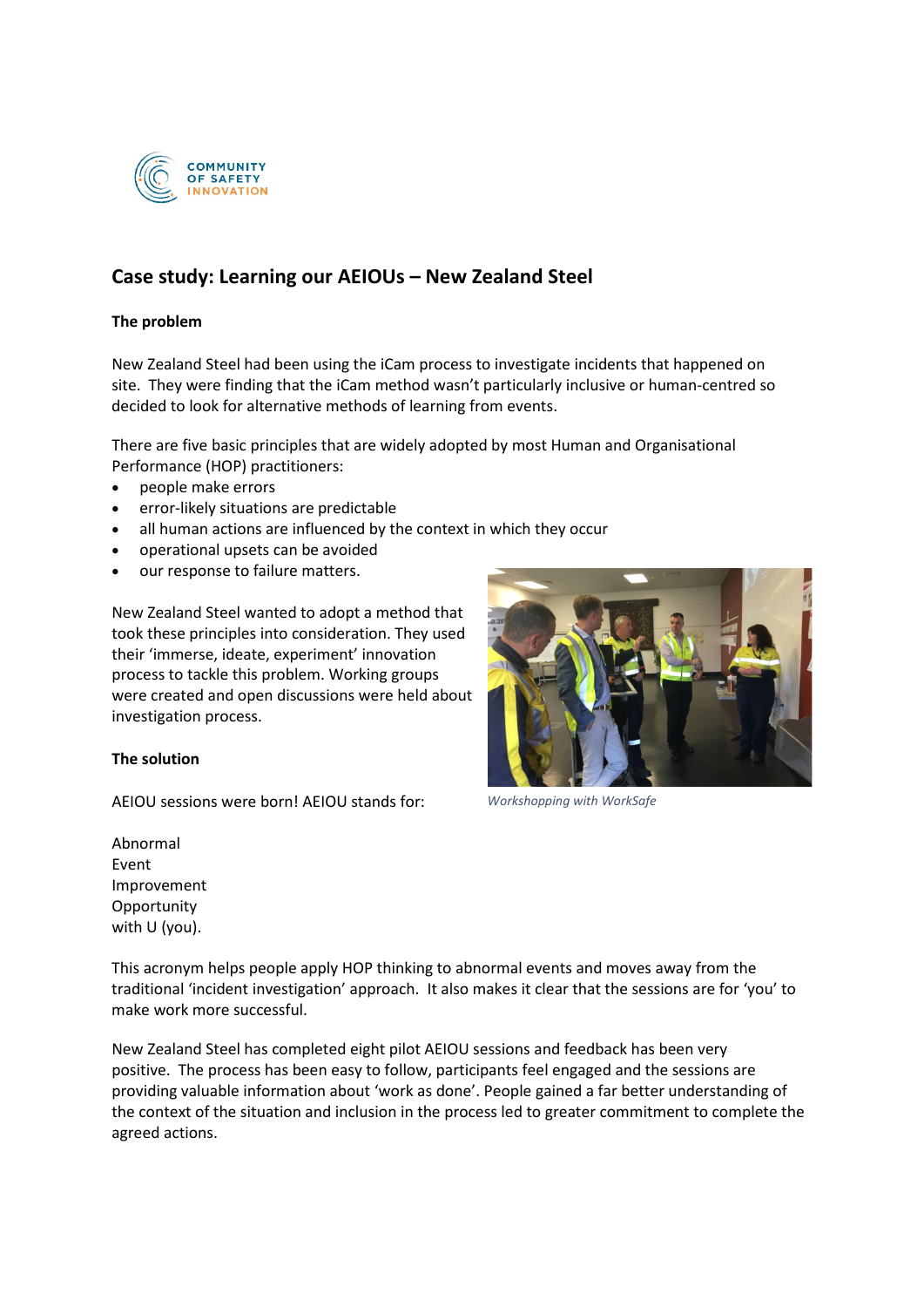# Case study: Learning our AEIOUs – New Zealand Steel

**The problem**

New Zealand Steel had been using the iCam process to investigate incidents that happened on site. They were finding that the iCam method wasn't particularly inclusive or human-centred so decided to look for alternative methods of learning from events.

There are five basic principles that are widely adopted by most Human and Organisational Performance (HOP) practitioners:

- people make errors
- error-likely situations are predictable
- all human actions are influenced by the context in which they occur
- operational upsets can be avoided
- our response to failure matters.

New Zealand Steel wanted to adopt a method that took these principles into consideration. They used their 'immerse, ideate, experiment' innovation process to tackle this problem. Working groups were created and open discussions were held about investigation process.

*Workshopping with WorkSafe*

**The solution**

AEIOU sessions were born! AEIOU stands for:

Abnormal
Event
Improvement
Opportunity
with U (you).

This acronym helps people apply HOP thinking to abnormal events and moves away from the traditional 'incident investigation' approach. It also makes it clear that the sessions are for 'you' to make work more successful.

New Zealand Steel has completed eight pilot AEIOU sessions and feedback has been very positive. The process has been easy to follow, participants feel engaged and the sessions are providing valuable information about 'work as done'. People gained a far better understanding of the context of the situation and inclusion in the process led to greater commitment to complete the agreed actions.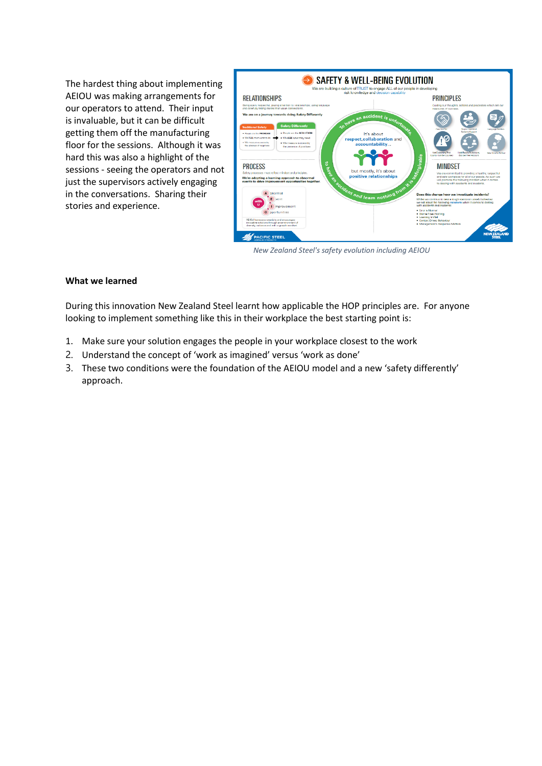The hardest thing about implementing AEIOU was making arrangements for our operators to attend. Their input is invaluable, but it can be difficult getting them off the manufacturing floor for the sessions. Although it was hard this was also a highlight of the sessions - seeing the operators and not just the supervisors actively engaging in the conversations. Sharing their stories and experience.

*New Zealand Steel's safety evolution including AEIOU*

### What we learned

During this innovation New Zealand Steel learnt how applicable the HOP principles are. For anyone looking to implement something like this in their workplace the best starting point is:

1. Make sure your solution engages the people in your workplace closest to the work
2. Understand the concept of 'work as imagined' versus 'work as done'
3. These two conditions were the foundation of the AEIOU model and a new 'safety differently' approach.